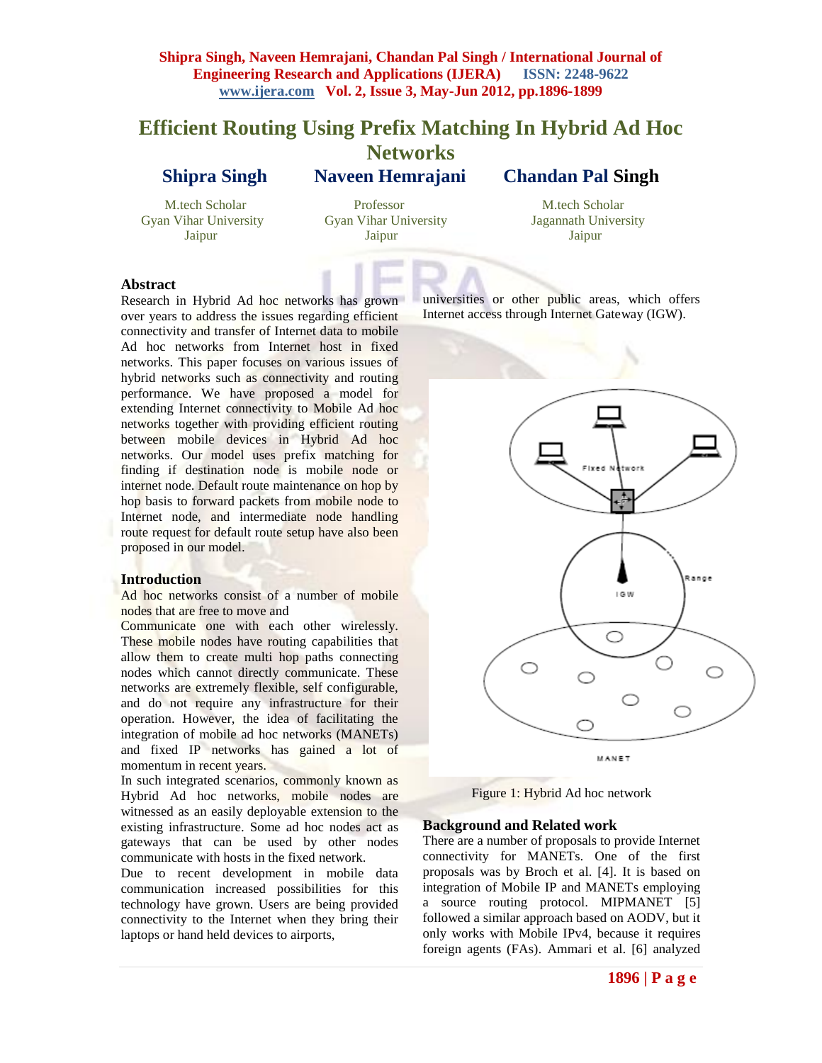# Efficient Routing Using Prefix Matching In Hybrid Ad Hoc Networks

**Shipra Singh**
M.tech Scholar
Gyan Vihar University
Jaipur

**Naveen Hemrajani**
Professor
Gyan Vihar University
Jaipur

**Chandan Pal Singh**
M.tech Scholar
Jagannath University
Jaipur

## Abstract

Research in Hybrid Ad hoc networks has grown over years to address the issues regarding efficient connectivity and transfer of Internet data to mobile Ad hoc networks from Internet host in fixed networks. This paper focuses on various issues of hybrid networks such as connectivity and routing performance. We have proposed a model for extending Internet connectivity to Mobile Ad hoc networks together with providing efficient routing between mobile devices in Hybrid Ad hoc networks. Our model uses prefix matching for finding if destination node is mobile node or internet node. Default route maintenance on hop by hop basis to forward packets from mobile node to Internet node, and intermediate node handling route request for default route setup have also been proposed in our model.

## Introduction

Ad hoc networks consist of a number of mobile nodes that are free to move and
Communicate one with each other wirelessly. These mobile nodes have routing capabilities that allow them to create multi hop paths connecting nodes which cannot directly communicate. These networks are extremely flexible, self configurable, and do not require any infrastructure for their operation. However, the idea of facilitating the integration of mobile ad hoc networks (MANETs) and fixed IP networks has gained a lot of momentum in recent years.
In such integrated scenarios, commonly known as Hybrid Ad hoc networks, mobile nodes are witnessed as an easily deployable extension to the existing infrastructure. Some ad hoc nodes act as gateways that can be used by other nodes communicate with hosts in the fixed network.
Due to recent development in mobile data communication increased possibilities for this technology have grown. Users are being provided connectivity to the Internet when they bring their laptops or hand held devices to airports, universities or other public areas, which offers Internet access through Internet Gateway (IGW).

Figure 1: Hybrid Ad hoc network

## Background and Related work

There are a number of proposals to provide Internet connectivity for MANETs. One of the first proposals was by Broch et al. [4]. It is based on integration of Mobile IP and MANETs employing a source routing protocol. MIPMANET [5] followed a similar approach based on AODV, but it only works with Mobile IPv4, because it requires foreign agents (FAs). Ammari et al. [6] analyzed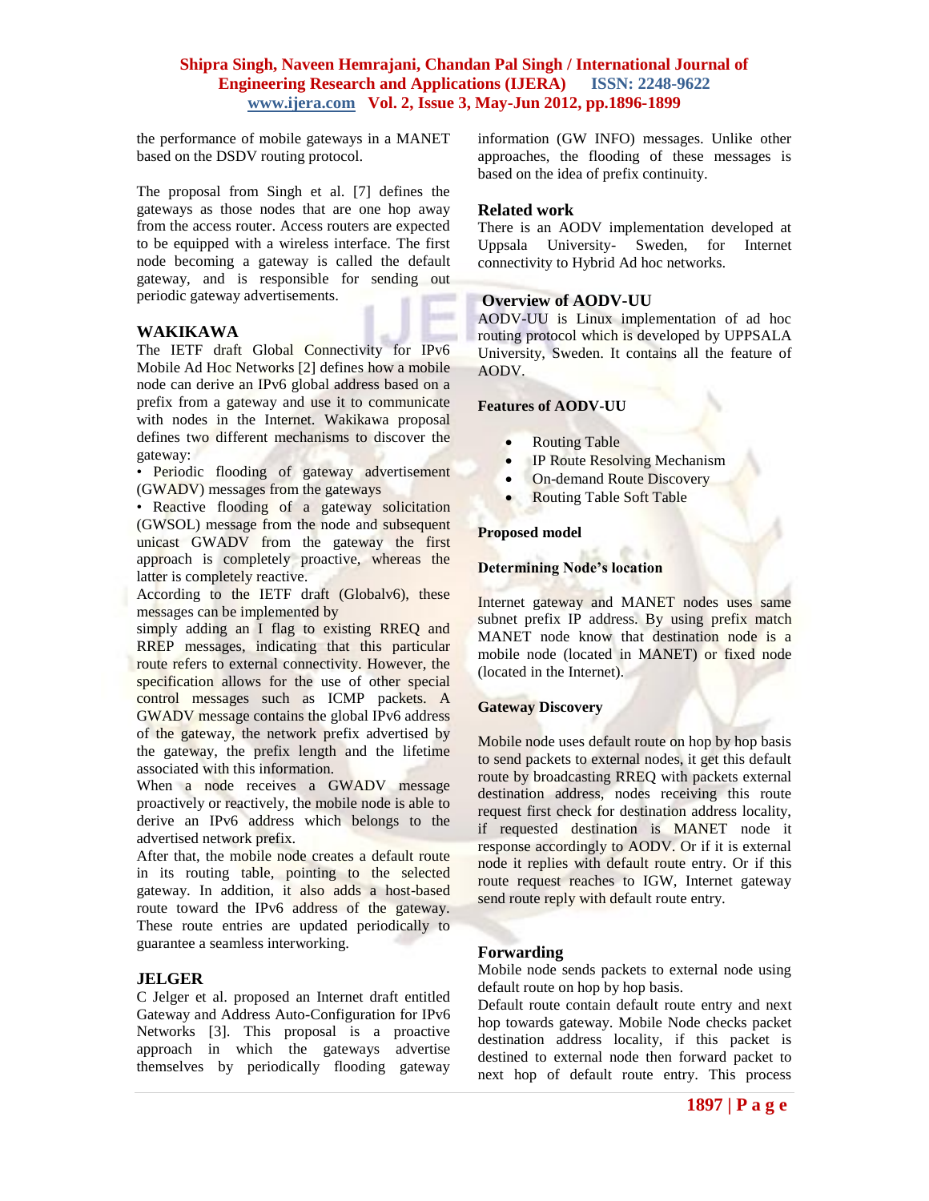the performance of mobile gateways in a MANET based on the DSDV routing protocol.

The proposal from Singh et al. [7] defines the gateways as those nodes that are one hop away from the access router. Access routers are expected to be equipped with a wireless interface. The first node becoming a gateway is called the default gateway, and is responsible for sending out periodic gateway advertisements.

## WAKIKAWA

The IETF draft Global Connectivity for IPv6 Mobile Ad Hoc Networks [2] defines how a mobile node can derive an IPv6 global address based on a prefix from a gateway and use it to communicate with nodes in the Internet. Wakikawa proposal defines two different mechanisms to discover the gateway:

• Periodic flooding of gateway advertisement (GWADV) messages from the gateways

• Reactive flooding of a gateway solicitation (GWSOL) message from the node and subsequent unicast GWADV from the gateway the first approach is completely proactive, whereas the latter is completely reactive.

According to the IETF draft (Globalv6), these messages can be implemented by simply adding an I flag to existing RREQ and RREP messages, indicating that this particular route refers to external connectivity. However, the specification allows for the use of other special control messages such as ICMP packets. A GWADV message contains the global IPv6 address of the gateway, the network prefix advertised by the gateway, the prefix length and the lifetime associated with this information.

When a node receives a GWADV message proactively or reactively, the mobile node is able to derive an IPv6 address which belongs to the advertised network prefix.

After that, the mobile node creates a default route in its routing table, pointing to the selected gateway. In addition, it also adds a host-based route toward the IPv6 address of the gateway. These route entries are updated periodically to guarantee a seamless interworking.

## JELGER

C Jelger et al. proposed an Internet draft entitled Gateway and Address Auto-Configuration for IPv6 Networks [3]. This proposal is a proactive approach in which the gateways advertise themselves by periodically flooding gateway information (GW INFO) messages. Unlike other approaches, the flooding of these messages is based on the idea of prefix continuity.

## Related work

There is an AODV implementation developed at Uppsala University- Sweden, for Internet connectivity to Hybrid Ad hoc networks.

## Overview of AODV-UU

AODV-UU is Linux implementation of ad hoc routing protocol which is developed by UPPSALA University, Sweden. It contains all the feature of AODV.

### Features of AODV-UU

- Routing Table
- IP Route Resolving Mechanism
- On-demand Route Discovery
- Routing Table Soft Table

### Proposed model

### Determining Node's location

Internet gateway and MANET nodes uses same subnet prefix IP address. By using prefix match MANET node know that destination node is a mobile node (located in MANET) or fixed node (located in the Internet).

### Gateway Discovery

Mobile node uses default route on hop by hop basis to send packets to external nodes, it get this default route by broadcasting RREQ with packets external destination address, nodes receiving this route request first check for destination address locality, if requested destination is MANET node it response accordingly to AODV. Or if it is external node it replies with default route entry. Or if this route request reaches to IGW, Internet gateway send route reply with default route entry.

## Forwarding

Mobile node sends packets to external node using default route on hop by hop basis.

Default route contain default route entry and next hop towards gateway. Mobile Node checks packet destination address locality, if this packet is destined to external node then forward packet to next hop of default route entry. This process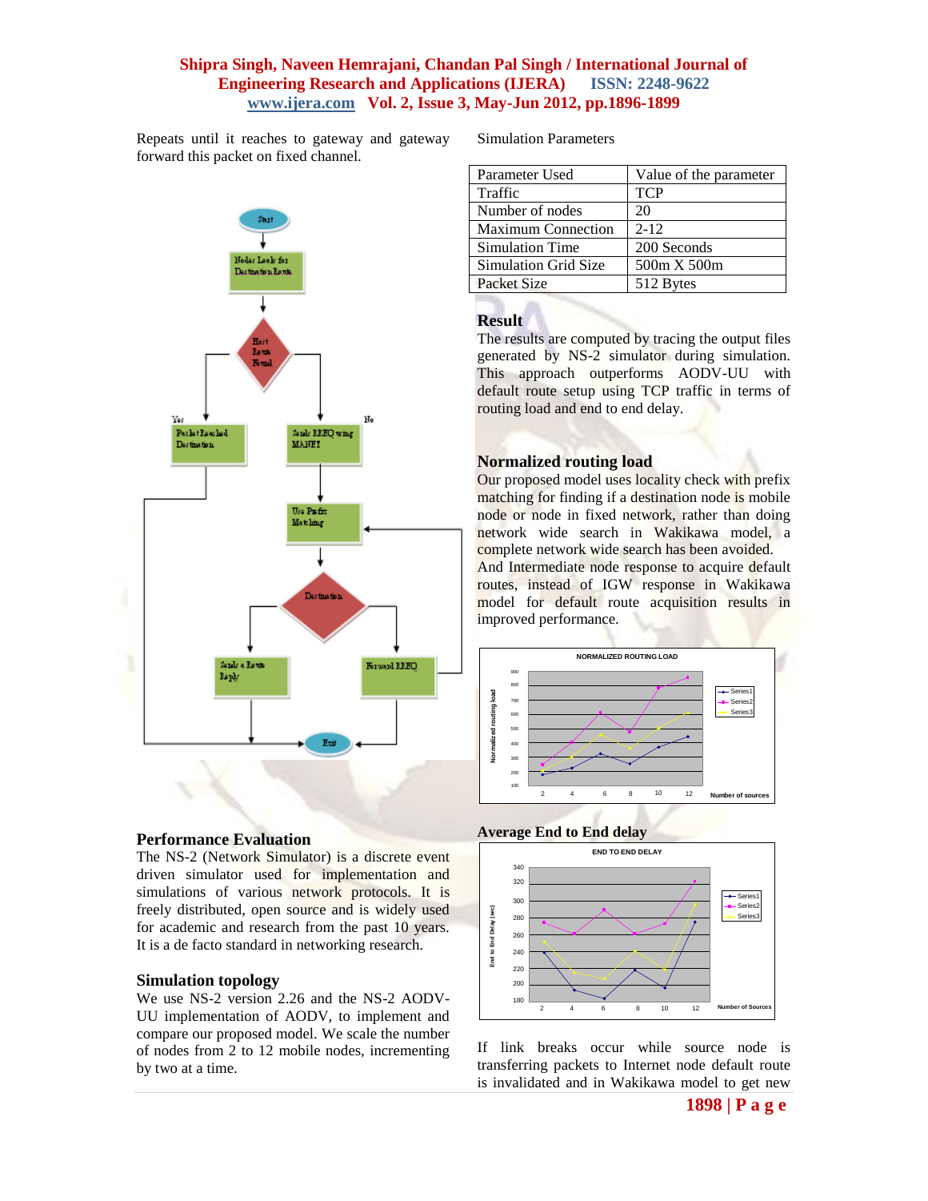Repeats until it reaches to gateway and gateway forward this packet on fixed channel.

## Performance Evaluation

The NS-2 (Network Simulator) is a discrete event driven simulator used for implementation and simulations of various network protocols. It is freely distributed, open source and is widely used for academic and research from the past 10 years. It is a de facto standard in networking research.

## Simulation topology

We use NS-2 version 2.26 and the NS-2 AODV-UU implementation of AODV, to implement and compare our proposed model. We scale the number of nodes from 2 to 12 mobile nodes, incrementing by two at a time.

Simulation Parameters

| Parameter Used | Value of the parameter |
|---|---|
| Traffic | TCP |
| Number of nodes | 20 |
| Maximum Connection | 2-12 |
| Simulation Time | 200 Seconds |
| Simulation Grid Size | 500m X 500m |
| Packet Size | 512 Bytes |

## Result

The results are computed by tracing the output files generated by NS-2 simulator during simulation. This approach outperforms AODV-UU with default route setup using TCP traffic in terms of routing load and end to end delay.

## Normalized routing load

Our proposed model uses locality check with prefix matching for finding if a destination node is mobile node or node in fixed network, rather than doing network wide search in Wakikawa model, a complete network wide search has been avoided.

And Intermediate node response to acquire default routes, instead of IGW response in Wakikawa model for default route acquisition results in improved performance.

## Average End to End delay

If link breaks occur while source node is transferring packets to Internet node default route is invalidated and in Wakikawa model to get new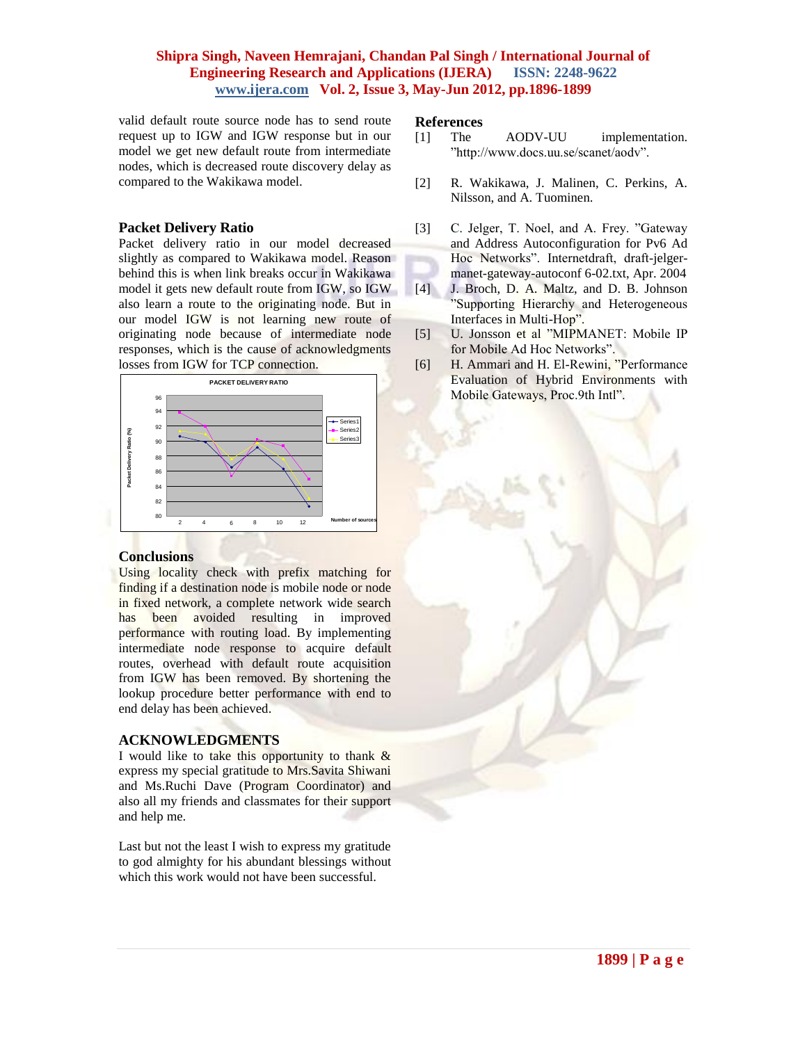valid default route source node has to send route request up to IGW and IGW response but in our model we get new default route from intermediate nodes, which is decreased route discovery delay as compared to the Wakikawa model.

### Packet Delivery Ratio

Packet delivery ratio in our model decreased slightly as compared to Wakikawa model. Reason behind this is when link breaks occur in Wakikawa model it gets new default route from IGW, so IGW also learn a route to the originating node. But in our model IGW is not learning new route of originating node because of intermediate node responses, which is the cause of acknowledgments losses from IGW for TCP connection.

PACKET DELIVERY RATIO

Packet Delivery Ratio (%)

96
94
92
90
88
86
84
82
80

2 4 6 8 10 12

Number of sources

Series1
Series2
Series3

## Conclusions

Using locality check with prefix matching for finding if a destination node is mobile node or node in fixed network, a complete network wide search has been avoided resulting in improved performance with routing load. By implementing intermediate node response to acquire default routes, overhead with default route acquisition from IGW has been removed. By shortening the lookup procedure better performance with end to end delay has been achieved.

## ACKNOWLEDGMENTS

I would like to take this opportunity to thank & express my special gratitude to Mrs.Savita Shiwani and Ms.Ruchi Dave (Program Coordinator) and also all my friends and classmates for their support and help me.

Last but not the least I wish to express my gratitude to god almighty for his abundant blessings without which this work would not have been successful.

## References

[1] The AODV-UU implementation. ”http://www.docs.uu.se/scanet/aodv”.

[2] R. Wakikawa, J. Malinen, C. Perkins, A. Nilsson, and A. Tuominen.

[3] C. Jelger, T. Noel, and A. Frey. ”Gateway and Address Autoconfiguration for Pv6 Ad Hoc Networks”. Internetdraft, draft-jelger-manet-gateway-autoconf 6-02.txt, Apr. 2004

[4] J. Broch, D. A. Maltz, and D. B. Johnson ”Supporting Hierarchy and Heterogeneous Interfaces in Multi-Hop”.

[5] U. Jonsson et al ”MIPMANET: Mobile IP for Mobile Ad Hoc Networks”.

[6] H. Ammari and H. El-Rewini, ”Performance Evaluation of Hybrid Environments with Mobile Gateways, Proc.9th Intl”.